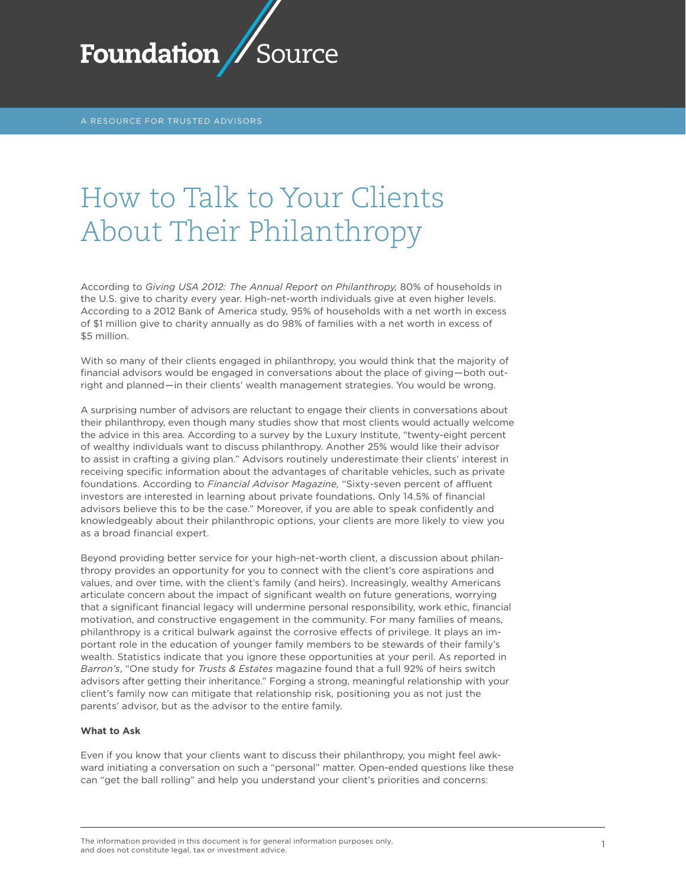Foundation Source

A RESOURCE FOR TRUSTED ADVISORS

# How to Talk to Your Clients About Their Philanthropy

According to *Giving USA 2012: The Annual Report on Philanthropy,* 80% of households in the U.S. give to charity every year. High-net-worth individuals give at even higher levels. According to a 2012 Bank of America study, 95% of households with a net worth in excess of $1 million give to charity annually as do 98% of families with a net worth in excess of $5 million.

With so many of their clients engaged in philanthropy, you would think that the majority of financial advisors would be engaged in conversations about the place of giving—both outright and planned—in their clients' wealth management strategies. You would be wrong.

A surprising number of advisors are reluctant to engage their clients in conversations about their philanthropy, even though many studies show that most clients would actually welcome the advice in this area. According to a survey by the Luxury Institute, "twenty-eight percent of wealthy individuals want to discuss philanthropy. Another 25% would like their advisor to assist in crafting a giving plan." Advisors routinely underestimate their clients' interest in receiving specific information about the advantages of charitable vehicles, such as private foundations. According to *Financial Advisor Magazine,* "Sixty-seven percent of affluent investors are interested in learning about private foundations. Only 14.5% of financial advisors believe this to be the case." Moreover, if you are able to speak confidently and knowledgeably about their philanthropic options, your clients are more likely to view you as a broad financial expert.

Beyond providing better service for your high-net-worth client, a discussion about philanthropy provides an opportunity for you to connect with the client's core aspirations and values, and over time, with the client's family (and heirs). Increasingly, wealthy Americans articulate concern about the impact of significant wealth on future generations, worrying that a significant financial legacy will undermine personal responsibility, work ethic, financial motivation, and constructive engagement in the community. For many families of means, philanthropy is a critical bulwark against the corrosive effects of privilege. It plays an important role in the education of younger family members to be stewards of their family's wealth. Statistics indicate that you ignore these opportunities at your peril. As reported in *Barron's*, "One study for *Trusts & Estates* magazine found that a full 92% of heirs switch advisors after getting their inheritance." Forging a strong, meaningful relationship with your client's family now can mitigate that relationship risk, positioning you as not just the parents' advisor, but as the advisor to the entire family.

**What to Ask**

Even if you know that your clients want to discuss their philanthropy, you might feel awkward initiating a conversation on such a "personal" matter. Open-ended questions like these can "get the ball rolling" and help you understand your client's priorities and concerns:

The information provided in this document is for general information purposes only, and does not constitute legal, tax or investment advice.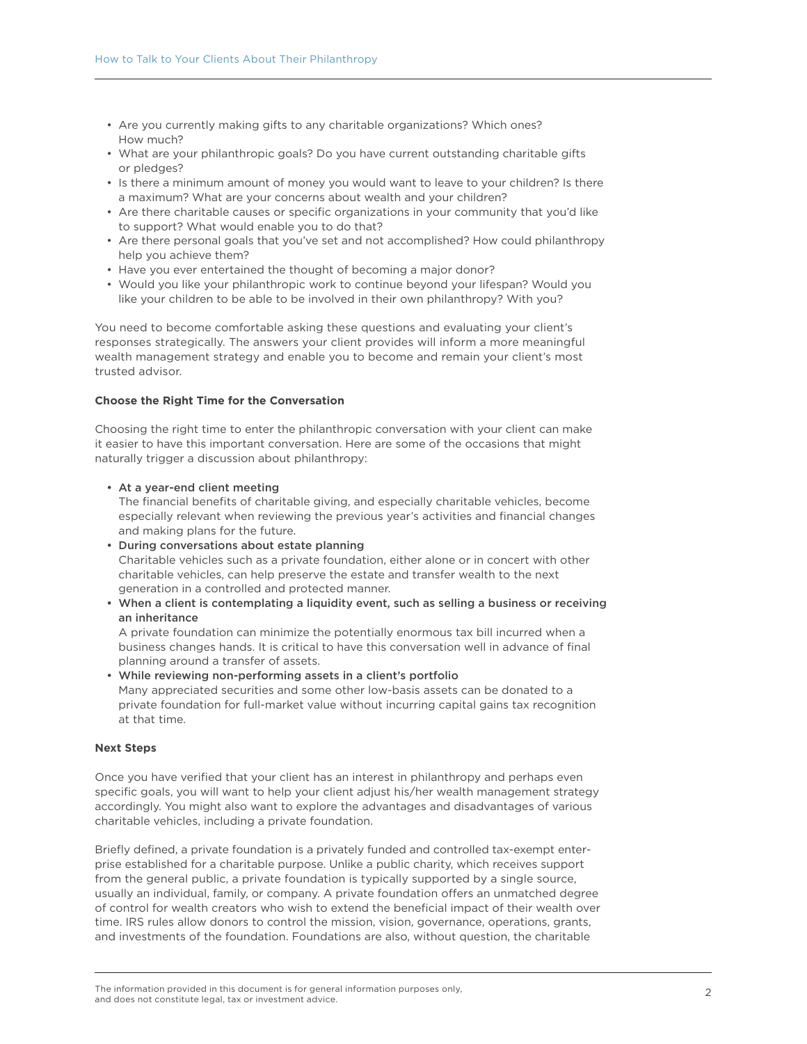- Are you currently making gifts to any charitable organizations? Which ones? How much?
- What are your philanthropic goals? Do you have current outstanding charitable gifts or pledges?
- Is there a minimum amount of money you would want to leave to your children? Is there a maximum? What are your concerns about wealth and your children?
- Are there charitable causes or specific organizations in your community that you'd like to support? What would enable you to do that?
- Are there personal goals that you've set and not accomplished? How could philanthropy help you achieve them?
- Have you ever entertained the thought of becoming a major donor?
- Would you like your philanthropic work to continue beyond your lifespan? Would you like your children to be able to be involved in their own philanthropy? With you?

You need to become comfortable asking these questions and evaluating your client's responses strategically. The answers your client provides will inform a more meaningful wealth management strategy and enable you to become and remain your client's most trusted advisor.

**Choose the Right Time for the Conversation**

Choosing the right time to enter the philanthropic conversation with your client can make it easier to have this important conversation. Here are some of the occasions that might naturally trigger a discussion about philanthropy:

- **At a year-end client meeting**
  The financial benefits of charitable giving, and especially charitable vehicles, become especially relevant when reviewing the previous year's activities and financial changes and making plans for the future.
- **During conversations about estate planning**
  Charitable vehicles such as a private foundation, either alone or in concert with other charitable vehicles, can help preserve the estate and transfer wealth to the next generation in a controlled and protected manner.
- **When a client is contemplating a liquidity event, such as selling a business or receiving an inheritance**
  A private foundation can minimize the potentially enormous tax bill incurred when a business changes hands. It is critical to have this conversation well in advance of final planning around a transfer of assets.
- **While reviewing non-performing assets in a client's portfolio**
  Many appreciated securities and some other low-basis assets can be donated to a private foundation for full-market value without incurring capital gains tax recognition at that time.

**Next Steps**

Once you have verified that your client has an interest in philanthropy and perhaps even specific goals, you will want to help your client adjust his/her wealth management strategy accordingly. You might also want to explore the advantages and disadvantages of various charitable vehicles, including a private foundation.

Briefly defined, a private foundation is a privately funded and controlled tax-exempt enterprise established for a charitable purpose. Unlike a public charity, which receives support from the general public, a private foundation is typically supported by a single source, usually an individual, family, or company. A private foundation offers an unmatched degree of control for wealth creators who wish to extend the beneficial impact of their wealth over time. IRS rules allow donors to control the mission, vision, governance, operations, grants, and investments of the foundation. Foundations are also, without question, the charitable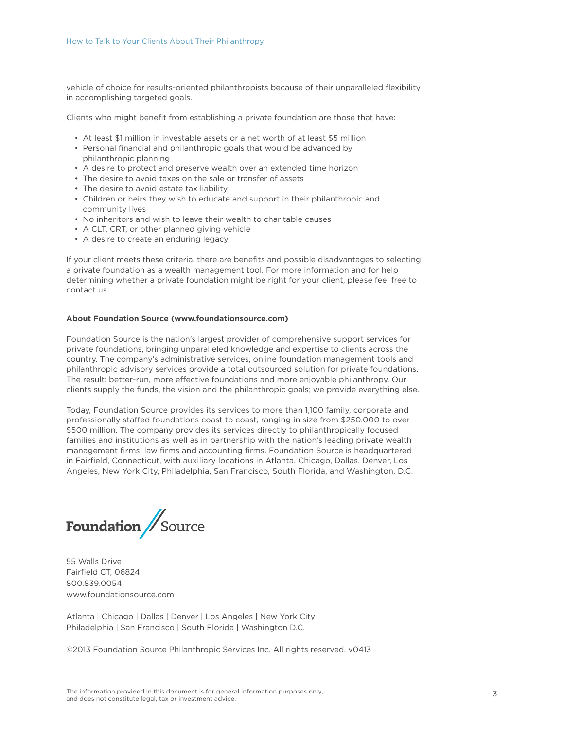vehicle of choice for results-oriented philanthropists because of their unparalleled flexibility in accomplishing targeted goals.

Clients who might benefit from establishing a private foundation are those that have:

- At least $1 million in investable assets or a net worth of at least $5 million
- Personal financial and philanthropic goals that would be advanced by philanthropic planning
- A desire to protect and preserve wealth over an extended time horizon
- The desire to avoid taxes on the sale or transfer of assets
- The desire to avoid estate tax liability
- Children or heirs they wish to educate and support in their philanthropic and community lives
- No inheritors and wish to leave their wealth to charitable causes
- A CLT, CRT, or other planned giving vehicle
- A desire to create an enduring legacy

If your client meets these criteria, there are benefits and possible disadvantages to selecting a private foundation as a wealth management tool. For more information and for help determining whether a private foundation might be right for your client, please feel free to contact us.

**About Foundation Source (www.foundationsource.com)**

Foundation Source is the nation's largest provider of comprehensive support services for private foundations, bringing unparalleled knowledge and expertise to clients across the country. The company's administrative services, online foundation management tools and philanthropic advisory services provide a total outsourced solution for private foundations. The result: better-run, more effective foundations and more enjoyable philanthropy. Our clients supply the funds, the vision and the philanthropic goals; we provide everything else.

Today, Foundation Source provides its services to more than 1,100 family, corporate and professionally staffed foundations coast to coast, ranging in size from $250,000 to over $500 million. The company provides its services directly to philanthropically focused families and institutions as well as in partnership with the nation's leading private wealth management firms, law firms and accounting firms. Foundation Source is headquartered in Fairfield, Connecticut, with auxiliary locations in Atlanta, Chicago, Dallas, Denver, Los Angeles, New York City, Philadelphia, San Francisco, South Florida, and Washington, D.C.

Foundation Source

55 Walls Drive
Fairfield CT, 06824
800.839.0054
www.foundationsource.com

Atlanta | Chicago | Dallas | Denver | Los Angeles | New York City
Philadelphia | San Francisco | South Florida | Washington D.C.

©2013 Foundation Source Philanthropic Services Inc. All rights reserved. v0413

The information provided in this document is for general information purposes only, and does not constitute legal, tax or investment advice.